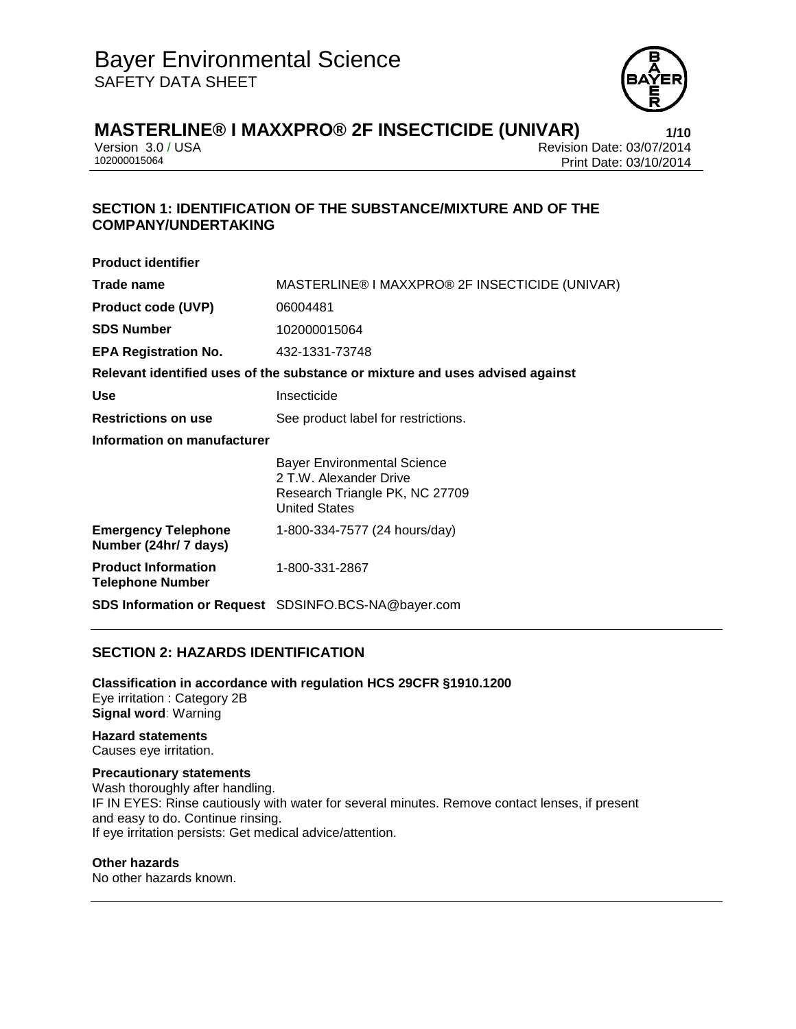# Bayer Environmental Science

SAFETY DATA SHEET

## MASTERLINE® I MAXXPRO® 2F INSECTICIDE (UNIVAR)

Version 3.0 / USA
102000015064

Revision Date: 03/07/2014
Print Date: 03/10/2014

## SECTION 1: IDENTIFICATION OF THE SUBSTANCE/MIXTURE AND OF THE COMPANY/UNDERTAKING

**Product identifier**

| | |
|---|---|
| **Trade name** | MASTERLINE® I MAXXPRO® 2F INSECTICIDE (UNIVAR) |
| **Product code (UVP)** | 06004481 |
| **SDS Number** | 102000015064 |
| **EPA Registration No.** | 432-1331-73748 |

**Relevant identified uses of the substance or mixture and uses advised against**

| | |
|---|---|
| **Use** | Insecticide |
| **Restrictions on use** | See product label for restrictions. |

**Information on manufacturer**

| | |
|---|---|
| | Bayer Environmental Science<br>2 T.W. Alexander Drive<br>Research Triangle PK, NC 27709<br>United States |
| **Emergency Telephone Number (24hr/ 7 days)** | 1-800-334-7577 (24 hours/day) |
| **Product Information Telephone Number** | 1-800-331-2867 |
| **SDS Information or Request** | SDSINFO.BCS-NA@bayer.com |

## SECTION 2: HAZARDS IDENTIFICATION

**Classification in accordance with regulation HCS 29CFR §1910.1200**
Eye irritation : Category 2B
**Signal word**: Warning

**Hazard statements**
Causes eye irritation.

**Precautionary statements**
Wash thoroughly after handling.
IF IN EYES: Rinse cautiously with water for several minutes. Remove contact lenses, if present and easy to do. Continue rinsing.
If eye irritation persists: Get medical advice/attention.

**Other hazards**
No other hazards known.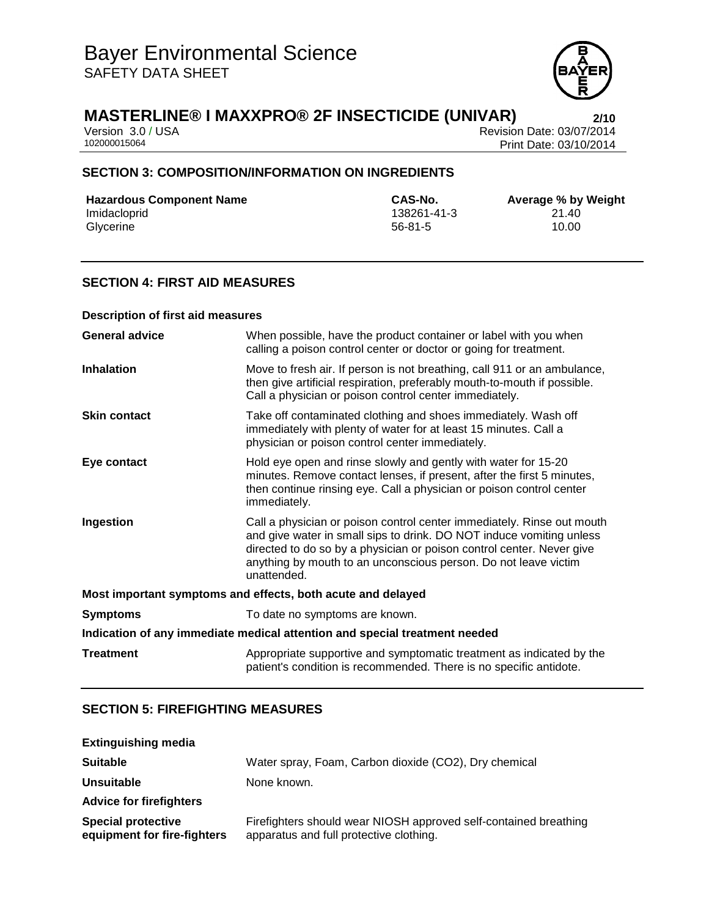## SECTION 3: COMPOSITION/INFORMATION ON INGREDIENTS

| Hazardous Component Name | CAS-No. | Average % by Weight |
|---|---|---|
| Imidacloprid | 138261-41-3 | 21.40 |
| Glycerine | 56-81-5 | 10.00 |

## SECTION 4: FIRST AID MEASURES

**Description of first aid measures**

| | |
|---|---|
| **General advice** | When possible, have the product container or label with you when calling a poison control center or doctor or going for treatment. |
| **Inhalation** | Move to fresh air. If person is not breathing, call 911 or an ambulance, then give artificial respiration, preferably mouth-to-mouth if possible. Call a physician or poison control center immediately. |
| **Skin contact** | Take off contaminated clothing and shoes immediately. Wash off immediately with plenty of water for at least 15 minutes. Call a physician or poison control center immediately. |
| **Eye contact** | Hold eye open and rinse slowly and gently with water for 15-20 minutes. Remove contact lenses, if present, after the first 5 minutes, then continue rinsing eye. Call a physician or poison control center immediately. |
| **Ingestion** | Call a physician or poison control center immediately. Rinse out mouth and give water in small sips to drink. DO NOT induce vomiting unless directed to do so by a physician or poison control center. Never give anything by mouth to an unconscious person. Do not leave victim unattended. |

**Most important symptoms and effects, both acute and delayed**

| | |
|---|---|
| **Symptoms** | To date no symptoms are known. |

**Indication of any immediate medical attention and special treatment needed**

| | |
|---|---|
| **Treatment** | Appropriate supportive and symptomatic treatment as indicated by the patient's condition is recommended. There is no specific antidote. |

## SECTION 5: FIREFIGHTING MEASURES

**Extinguishing media**

| | |
|---|---|
| **Suitable** | Water spray, Foam, Carbon dioxide (CO2), Dry chemical |
| **Unsuitable** | None known. |

**Advice for firefighters**

| | |
|---|---|
| **Special protective equipment for fire-fighters** | Firefighters should wear NIOSH approved self-contained breathing apparatus and full protective clothing. |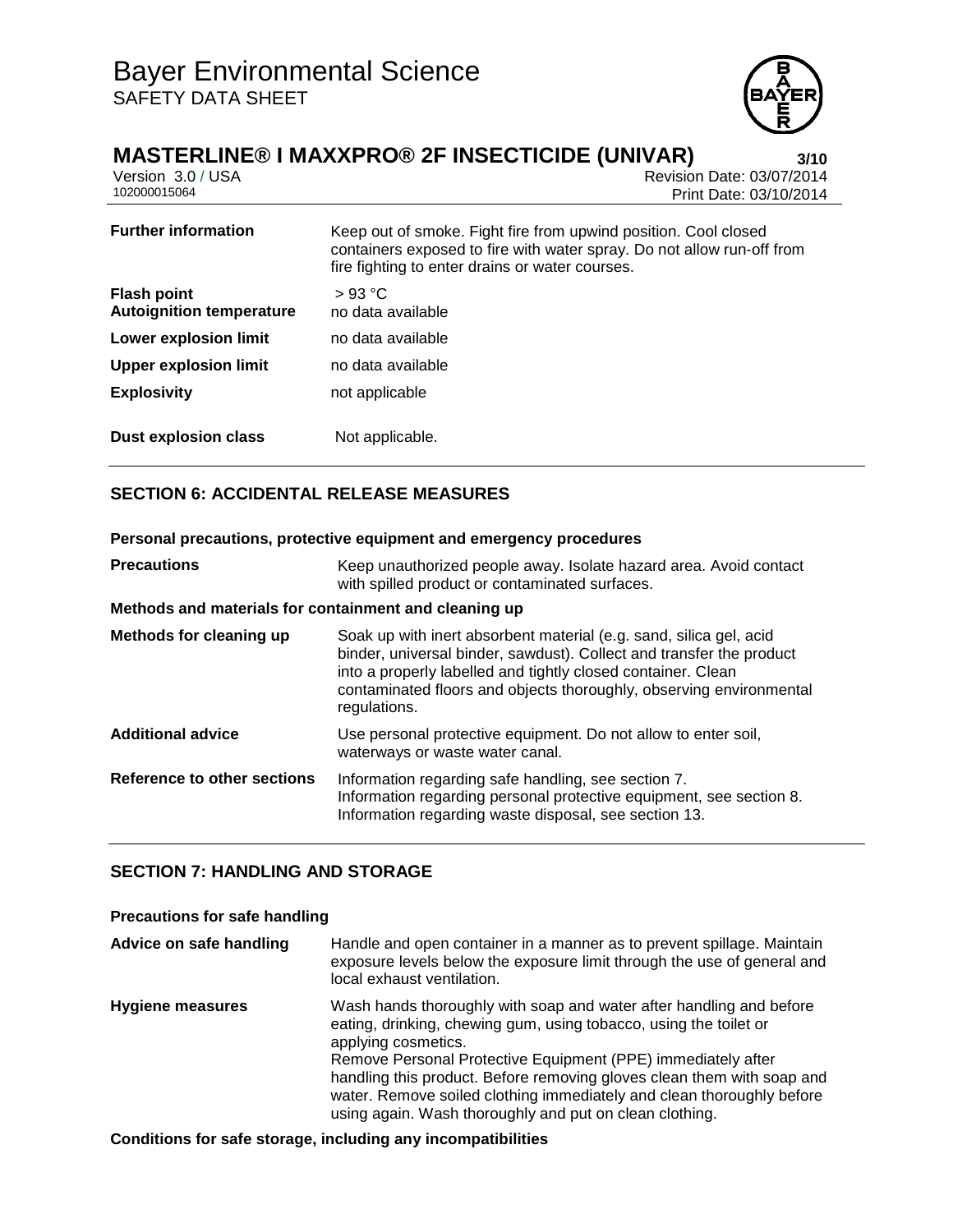| | |
|---|---|
| **Further information** | Keep out of smoke. Fight fire from upwind position. Cool closed containers exposed to fire with water spray. Do not allow run-off from fire fighting to enter drains or water courses. |
| **Flash point** | > 93 °C |
| **Autoignition temperature** | no data available |
| **Lower explosion limit** | no data available |
| **Upper explosion limit** | no data available |
| **Explosivity** | not applicable |
| **Dust explosion class** | Not applicable. |

## SECTION 6: ACCIDENTAL RELEASE MEASURES

**Personal precautions, protective equipment and emergency procedures**

| | |
|---|---|
| **Precautions** | Keep unauthorized people away. Isolate hazard area. Avoid contact with spilled product or contaminated surfaces. |

**Methods and materials for containment and cleaning up**

| | |
|---|---|
| **Methods for cleaning up** | Soak up with inert absorbent material (e.g. sand, silica gel, acid binder, universal binder, sawdust). Collect and transfer the product into a properly labelled and tightly closed container. Clean contaminated floors and objects thoroughly, observing environmental regulations. |
| **Additional advice** | Use personal protective equipment. Do not allow to enter soil, waterways or waste water canal. |
| **Reference to other sections** | Information regarding safe handling, see section 7.<br>Information regarding personal protective equipment, see section 8.<br>Information regarding waste disposal, see section 13. |

## SECTION 7: HANDLING AND STORAGE

**Precautions for safe handling**

| | |
|---|---|
| **Advice on safe handling** | Handle and open container in a manner as to prevent spillage. Maintain exposure levels below the exposure limit through the use of general and local exhaust ventilation. |
| **Hygiene measures** | Wash hands thoroughly with soap and water after handling and before eating, drinking, chewing gum, using tobacco, using the toilet or applying cosmetics.<br>Remove Personal Protective Equipment (PPE) immediately after handling this product. Before removing gloves clean them with soap and water. Remove soiled clothing immediately and clean thoroughly before using again. Wash thoroughly and put on clean clothing. |

**Conditions for safe storage, including any incompatibilities**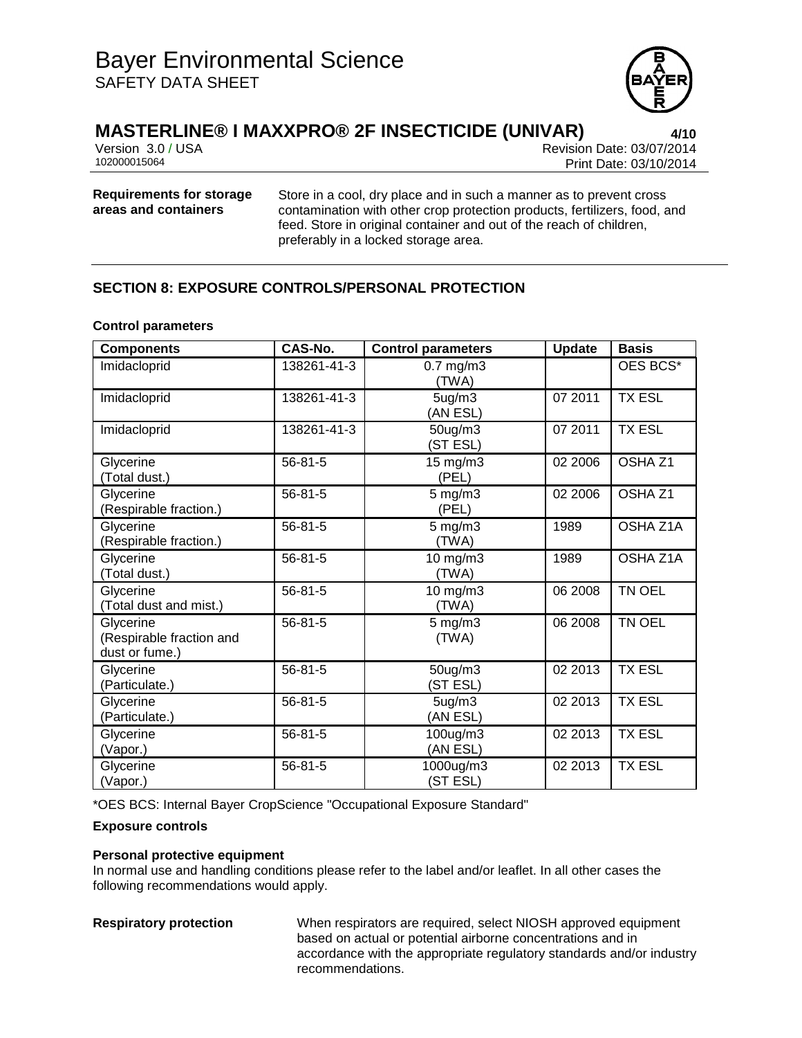**Requirements for storage areas and containers**

Store in a cool, dry place and in such a manner as to prevent cross contamination with other crop protection products, fertilizers, food, and feed. Store in original container and out of the reach of children, preferably in a locked storage area.

## SECTION 8: EXPOSURE CONTROLS/PERSONAL PROTECTION

### Control parameters

| Components | CAS-No. | Control parameters | Update | Basis |
|---|---|---|---|---|
| Imidacloprid | 138261-41-3 | 0.7 mg/m3 (TWA) | | OES BCS* |
| Imidacloprid | 138261-41-3 | 5ug/m3 (AN ESL) | 07 2011 | TX ESL |
| Imidacloprid | 138261-41-3 | 50ug/m3 (ST ESL) | 07 2011 | TX ESL |
| Glycerine (Total dust.) | 56-81-5 | 15 mg/m3 (PEL) | 02 2006 | OSHA Z1 |
| Glycerine (Respirable fraction.) | 56-81-5 | 5 mg/m3 (PEL) | 02 2006 | OSHA Z1 |
| Glycerine (Respirable fraction.) | 56-81-5 | 5 mg/m3 (TWA) | 1989 | OSHA Z1A |
| Glycerine (Total dust.) | 56-81-5 | 10 mg/m3 (TWA) | 1989 | OSHA Z1A |
| Glycerine (Total dust and mist.) | 56-81-5 | 10 mg/m3 (TWA) | 06 2008 | TN OEL |
| Glycerine (Respirable fraction and dust or fume.) | 56-81-5 | 5 mg/m3 (TWA) | 06 2008 | TN OEL |
| Glycerine (Particulate.) | 56-81-5 | 50ug/m3 (ST ESL) | 02 2013 | TX ESL |
| Glycerine (Particulate.) | 56-81-5 | 5ug/m3 (AN ESL) | 02 2013 | TX ESL |
| Glycerine (Vapor.) | 56-81-5 | 100ug/m3 (AN ESL) | 02 2013 | TX ESL |
| Glycerine (Vapor.) | 56-81-5 | 1000ug/m3 (ST ESL) | 02 2013 | TX ESL |

*OES BCS: Internal Bayer CropScience "Occupational Exposure Standard"

### Exposure controls

#### Personal protective equipment

In normal use and handling conditions please refer to the label and/or leaflet. In all other cases the following recommendations would apply.

**Respiratory protection**

When respirators are required, select NIOSH approved equipment based on actual or potential airborne concentrations and in accordance with the appropriate regulatory standards and/or industry recommendations.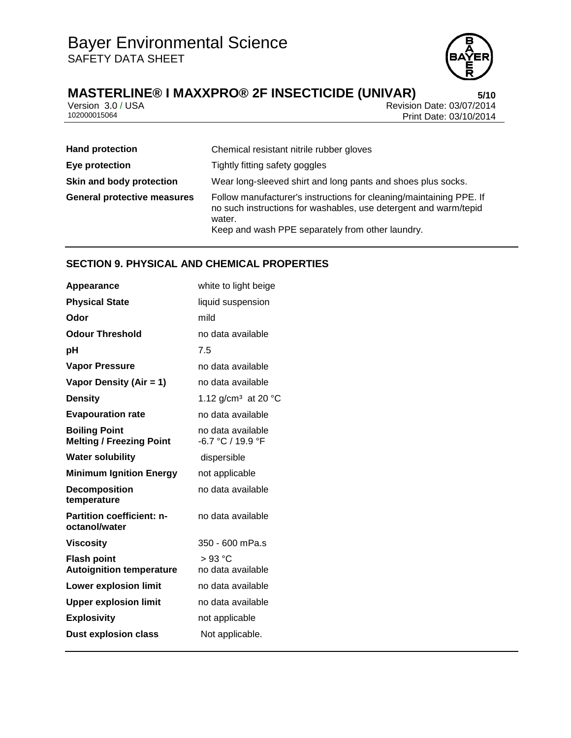| | |
|---|---|
| **Hand protection** | Chemical resistant nitrile rubber gloves |
| **Eye protection** | Tightly fitting safety goggles |
| **Skin and body protection** | Wear long-sleeved shirt and long pants and shoes plus socks. |
| **General protective measures** | Follow manufacturer's instructions for cleaning/maintaining PPE. If no such instructions for washables, use detergent and warm/tepid water.<br>Keep and wash PPE separately from other laundry. |

## SECTION 9. PHYSICAL AND CHEMICAL PROPERTIES

| | |
|---|---|
| **Appearance** | white to light beige |
| **Physical State** | liquid suspension |
| **Odor** | mild |
| **Odour Threshold** | no data available |
| **pH** | 7.5 |
| **Vapor Pressure** | no data available |
| **Vapor Density (Air = 1)** | no data available |
| **Density** | 1.12 g/cm³ at 20 °C |
| **Evapouration rate** | no data available |
| **Boiling Point** | no data available |
| **Melting / Freezing Point** | -6.7 °C / 19.9 °F |
| **Water solubility** | dispersible |
| **Minimum Ignition Energy** | not applicable |
| **Decomposition temperature** | no data available |
| **Partition coefficient: n-octanol/water** | no data available |
| **Viscosity** | 350 - 600 mPa.s |
| **Flash point** | > 93 °C |
| **Autoignition temperature** | no data available |
| **Lower explosion limit** | no data available |
| **Upper explosion limit** | no data available |
| **Explosivity** | not applicable |
| **Dust explosion class** | Not applicable. |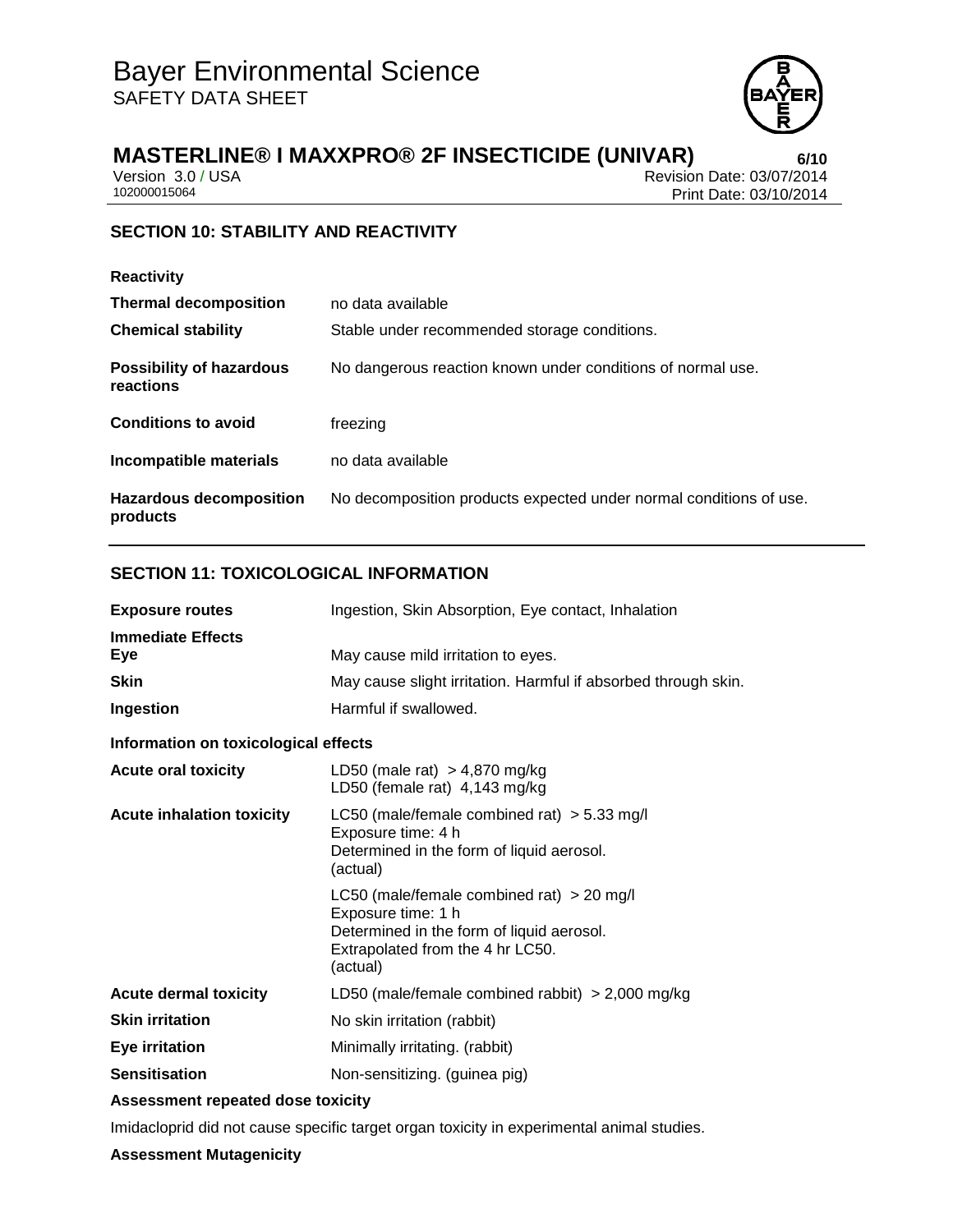## SECTION 10: STABILITY AND REACTIVITY

**Reactivity**

| | |
|---|---|
| **Thermal decomposition** | no data available |
| **Chemical stability** | Stable under recommended storage conditions. |
| **Possibility of hazardous reactions** | No dangerous reaction known under conditions of normal use. |
| **Conditions to avoid** | freezing |
| **Incompatible materials** | no data available |
| **Hazardous decomposition products** | No decomposition products expected under normal conditions of use. |

## SECTION 11: TOXICOLOGICAL INFORMATION

| | |
|---|---|
| **Exposure routes** | Ingestion, Skin Absorption, Eye contact, Inhalation |

**Immediate Effects**

| | |
|---|---|
| **Eye** | May cause mild irritation to eyes. |
| **Skin** | May cause slight irritation. Harmful if absorbed through skin. |
| **Ingestion** | Harmful if swallowed. |

**Information on toxicological effects**

| | |
|---|---|
| **Acute oral toxicity** | LD50 (male rat) > 4,870 mg/kg<br>LD50 (female rat) 4,143 mg/kg |
| **Acute inhalation toxicity** | LC50 (male/female combined rat) > 5.33 mg/l<br>Exposure time: 4 h<br>Determined in the form of liquid aerosol.<br>(actual) |
| | LC50 (male/female combined rat) > 20 mg/l<br>Exposure time: 1 h<br>Determined in the form of liquid aerosol.<br>Extrapolated from the 4 hr LC50.<br>(actual) |
| **Acute dermal toxicity** | LD50 (male/female combined rabbit) > 2,000 mg/kg |
| **Skin irritation** | No skin irritation (rabbit) |
| **Eye irritation** | Minimally irritating. (rabbit) |
| **Sensitisation** | Non-sensitizing. (guinea pig) |

**Assessment repeated dose toxicity**

Imidacloprid did not cause specific target organ toxicity in experimental animal studies.

**Assessment Mutagenicity**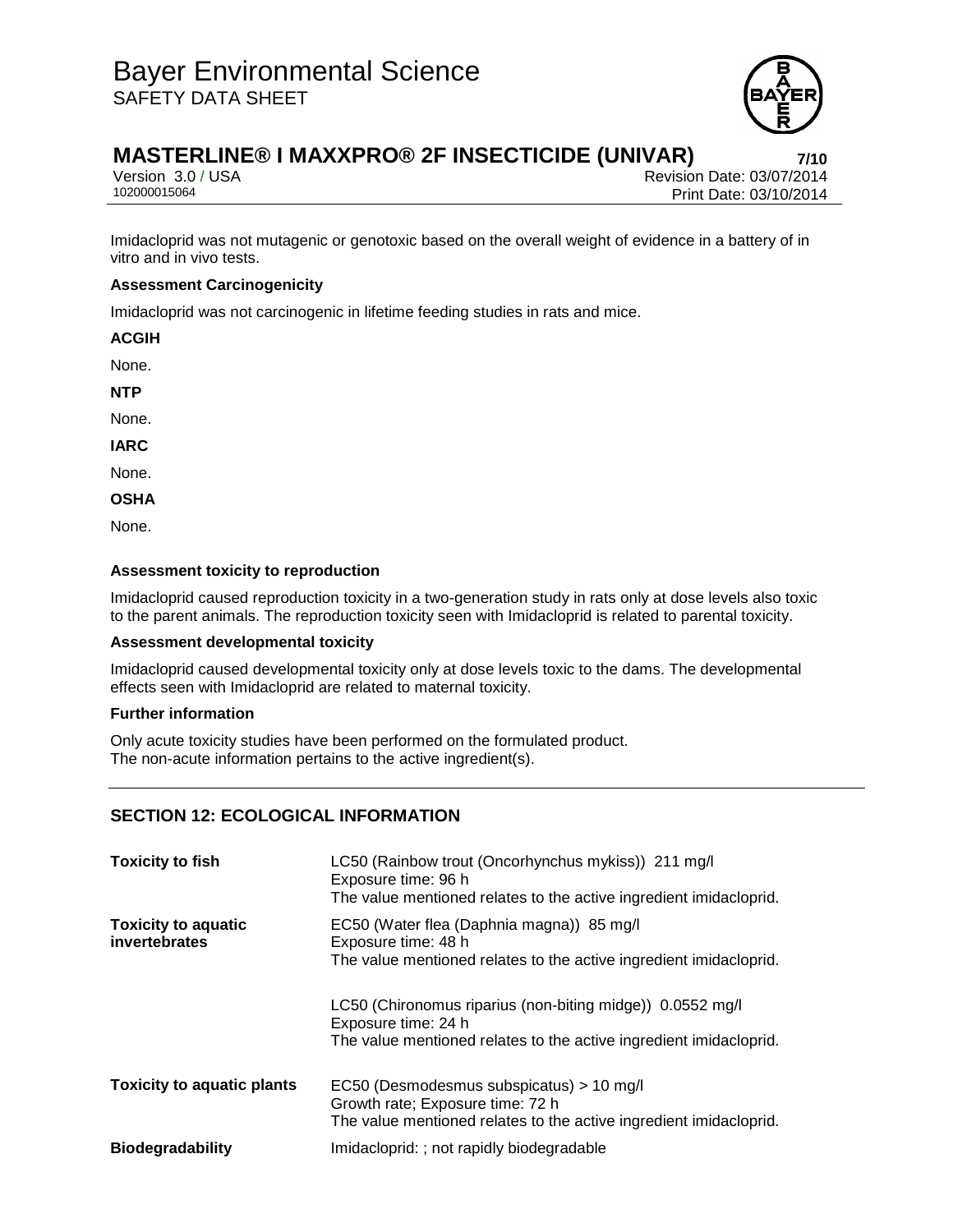Imidacloprid was not mutagenic or genotoxic based on the overall weight of evidence in a battery of in vitro and in vivo tests.

**Assessment Carcinogenicity**

Imidacloprid was not carcinogenic in lifetime feeding studies in rats and mice.

**ACGIH**

None.

**NTP**

None.

**IARC**

None.

**OSHA**

None.

**Assessment toxicity to reproduction**

Imidacloprid caused reproduction toxicity in a two-generation study in rats only at dose levels also toxic to the parent animals. The reproduction toxicity seen with Imidacloprid is related to parental toxicity.

**Assessment developmental toxicity**

Imidacloprid caused developmental toxicity only at dose levels toxic to the dams. The developmental effects seen with Imidacloprid are related to maternal toxicity.

**Further information**

Only acute toxicity studies have been performed on the formulated product.
The non-acute information pertains to the active ingredient(s).

## SECTION 12: ECOLOGICAL INFORMATION

| | |
|---|---|
| **Toxicity to fish** | LC50 (Rainbow trout (Oncorhynchus mykiss)) 211 mg/l<br>Exposure time: 96 h<br>The value mentioned relates to the active ingredient imidacloprid. |
| **Toxicity to aquatic invertebrates** | EC50 (Water flea (Daphnia magna)) 85 mg/l<br>Exposure time: 48 h<br>The value mentioned relates to the active ingredient imidacloprid.<br><br>LC50 (Chironomus riparius (non-biting midge)) 0.0552 mg/l<br>Exposure time: 24 h<br>The value mentioned relates to the active ingredient imidacloprid. |
| **Toxicity to aquatic plants** | EC50 (Desmodesmus subspicatus) > 10 mg/l<br>Growth rate; Exposure time: 72 h<br>The value mentioned relates to the active ingredient imidacloprid. |
| **Biodegradability** | Imidacloprid: ; not rapidly biodegradable |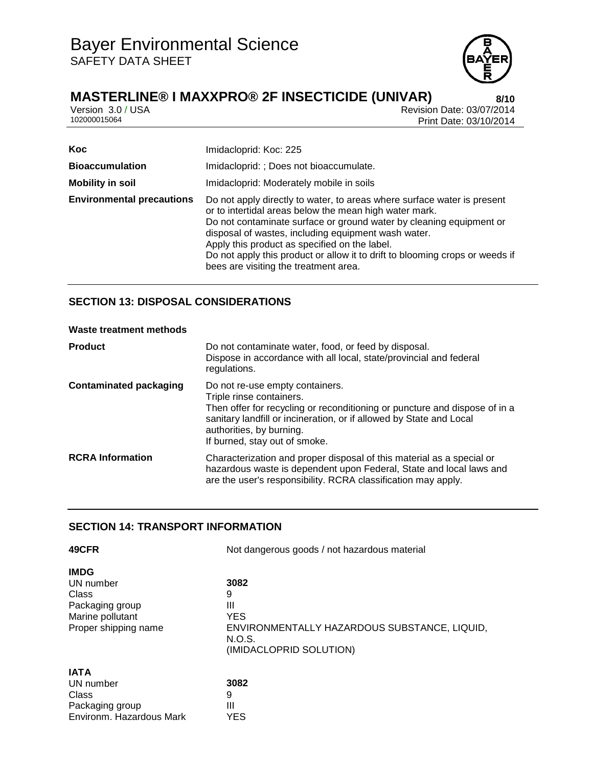| | |
|---|---|
| **Koc** | Imidacloprid: Koc: 225 |
| **Bioaccumulation** | Imidacloprid: ; Does not bioaccumulate. |
| **Mobility in soil** | Imidacloprid: Moderately mobile in soils |
| **Environmental precautions** | Do not apply directly to water, to areas where surface water is present or to intertidal areas below the mean high water mark.<br>Do not contaminate surface or ground water by cleaning equipment or disposal of wastes, including equipment wash water.<br>Apply this product as specified on the label.<br>Do not apply this product or allow it to drift to blooming crops or weeds if bees are visiting the treatment area. |

## SECTION 13: DISPOSAL CONSIDERATIONS

**Waste treatment methods**

| | |
|---|---|
| **Product** | Do not contaminate water, food, or feed by disposal.<br>Dispose in accordance with all local, state/provincial and federal regulations. |
| **Contaminated packaging** | Do not re-use empty containers.<br>Triple rinse containers.<br>Then offer for recycling or reconditioning or puncture and dispose of in a sanitary landfill or incineration, or if allowed by State and Local authorities, by burning.<br>If burned, stay out of smoke. |
| **RCRA Information** | Characterization and proper disposal of this material as a special or hazardous waste is dependent upon Federal, State and local laws and are the user's responsibility. RCRA classification may apply. |

## SECTION 14: TRANSPORT INFORMATION

| | |
|---|---|
| **49CFR** | Not dangerous goods / not hazardous material |

**IMDG**

| | |
|---|---|
| UN number | **3082** |
| Class | 9 |
| Packaging group | III |
| Marine pollutant | YES |
| Proper shipping name | ENVIRONMENTALLY HAZARDOUS SUBSTANCE, LIQUID, N.O.S. (IMIDACLOPRID SOLUTION) |

**IATA**

| | |
|---|---|
| UN number | **3082** |
| Class | 9 |
| Packaging group | III |
| Environm. Hazardous Mark | YES |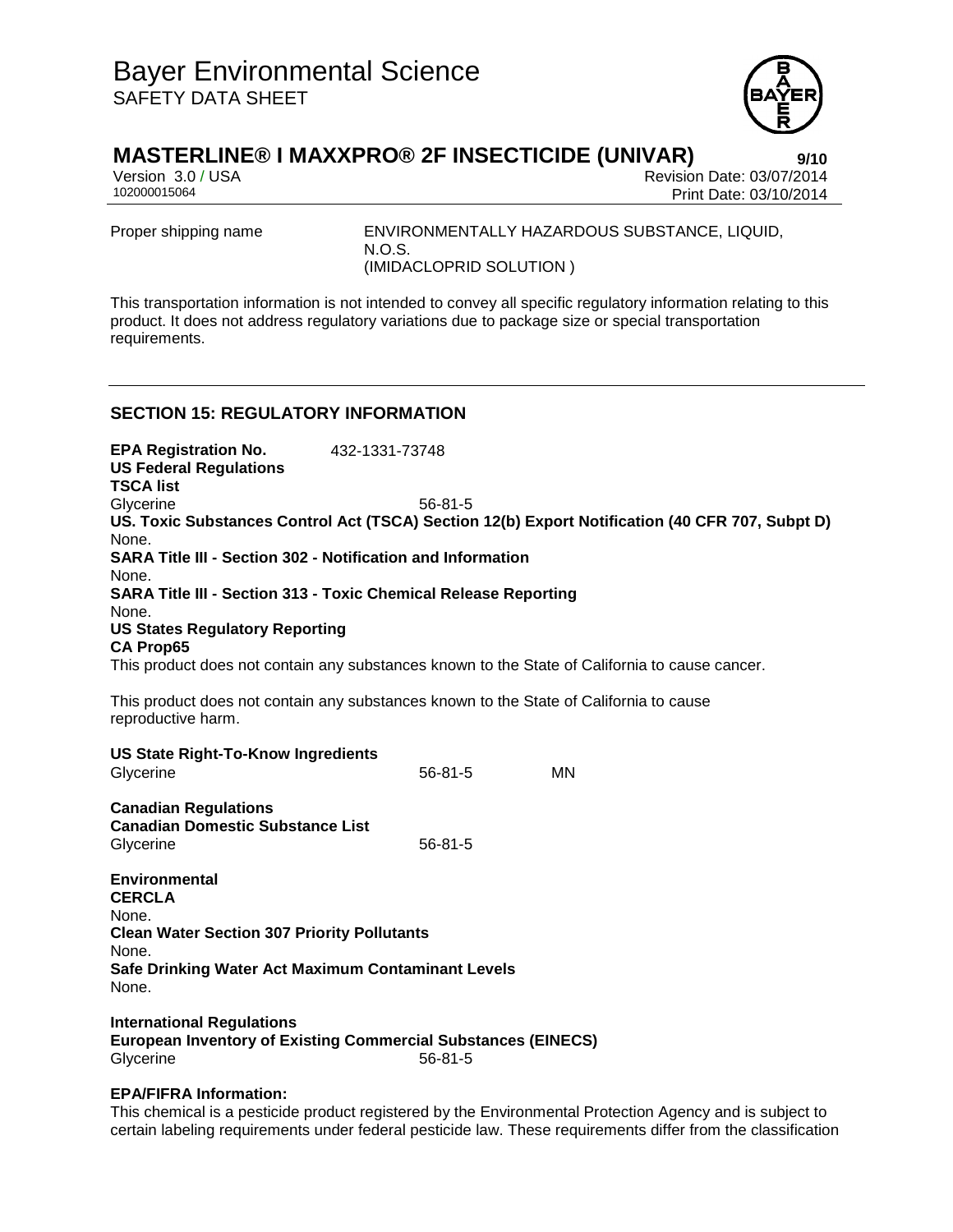Proper shipping name ENVIRONMENTALLY HAZARDOUS SUBSTANCE, LIQUID, N.O.S. (IMIDACLOPRID SOLUTION )

This transportation information is not intended to convey all specific regulatory information relating to this product. It does not address regulatory variations due to package size or special transportation requirements.

## SECTION 15: REGULATORY INFORMATION

**EPA Registration No.** 432-1331-73748

**US Federal Regulations**

**TSCA list**

| Glycerine | 56-81-5 |
|---|---|

**US. Toxic Substances Control Act (TSCA) Section 12(b) Export Notification (40 CFR 707, Subpt D)**

None.

**SARA Title III - Section 302 - Notification and Information**

None.

**SARA Title III - Section 313 - Toxic Chemical Release Reporting**

None.

**US States Regulatory Reporting**

**CA Prop65**

This product does not contain any substances known to the State of California to cause cancer.

This product does not contain any substances known to the State of California to cause reproductive harm.

**US State Right-To-Know Ingredients**

| Glycerine | 56-81-5 | MN |
|---|---|---|

**Canadian Regulations**

**Canadian Domestic Substance List**

| Glycerine | 56-81-5 |
|---|---|

**Environmental**

**CERCLA**

None.

**Clean Water Section 307 Priority Pollutants**

None.

**Safe Drinking Water Act Maximum Contaminant Levels**

None.

**International Regulations**

**European Inventory of Existing Commercial Substances (EINECS)**

| Glycerine | 56-81-5 |
|---|---|

**EPA/FIFRA Information:**

This chemical is a pesticide product registered by the Environmental Protection Agency and is subject to certain labeling requirements under federal pesticide law. These requirements differ from the classification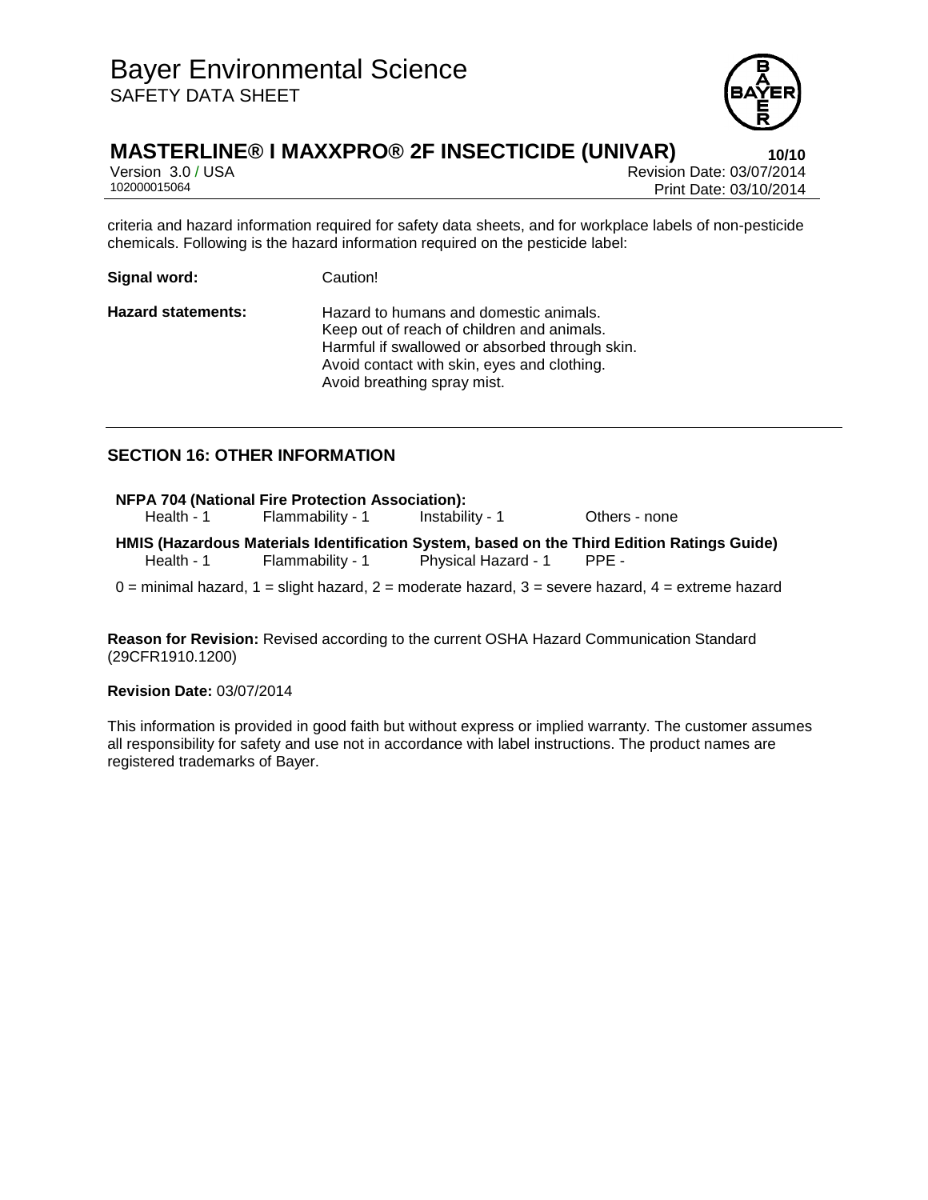criteria and hazard information required for safety data sheets, and for workplace labels of non-pesticide chemicals. Following is the hazard information required on the pesticide label:

| | |
|---|---|
| **Signal word:** | Caution! |
| **Hazard statements:** | Hazard to humans and domestic animals.<br>Keep out of reach of children and animals.<br>Harmful if swallowed or absorbed through skin.<br>Avoid contact with skin, eyes and clothing.<br>Avoid breathing spray mist. |

## SECTION 16: OTHER INFORMATION

**NFPA 704 (National Fire Protection Association):**

| | | | |
|---|---|---|---|
| Health - 1 | Flammability - 1 | Instability - 1 | Others - none |

**HMIS (Hazardous Materials Identification System, based on the Third Edition Ratings Guide)**

| | | | |
|---|---|---|---|
| Health - 1 | Flammability - 1 | Physical Hazard - 1 | PPE - |

0 = minimal hazard, 1 = slight hazard, 2 = moderate hazard, 3 = severe hazard, 4 = extreme hazard

**Reason for Revision:** Revised according to the current OSHA Hazard Communication Standard (29CFR1910.1200)

**Revision Date:** 03/07/2014

This information is provided in good faith but without express or implied warranty. The customer assumes all responsibility for safety and use not in accordance with label instructions. The product names are registered trademarks of Bayer.